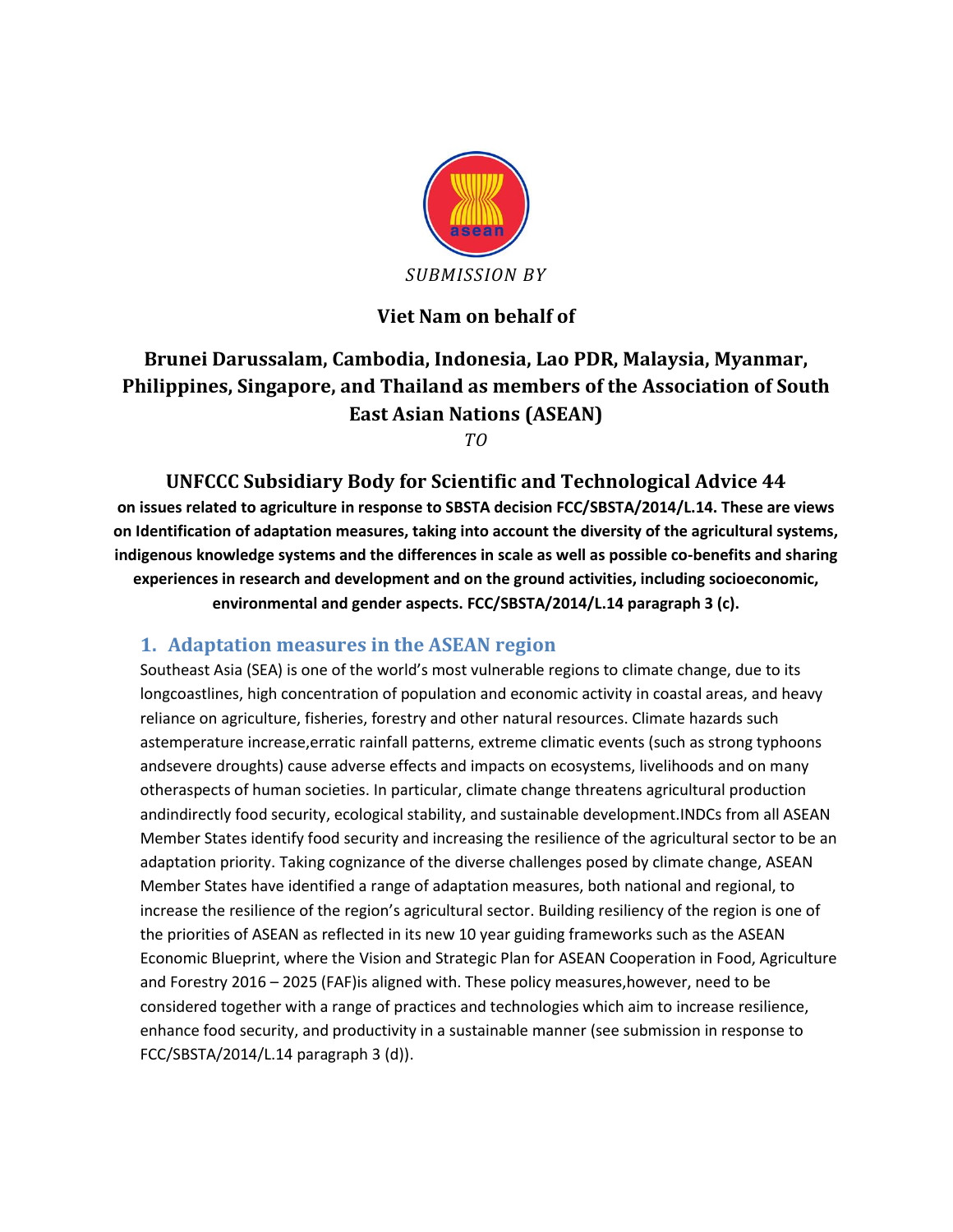*SUBMISSION BY*

**Viet Nam on behalf of**

## Brunei Darussalam, Cambodia, Indonesia, Lao PDR, Malaysia, Myanmar, Philippines, Singapore, and Thailand as members of the Association of South East Asian Nations (ASEAN)

*TO*

## UNFCCC Subsidiary Body for Scientific and Technological Advice 44

**on issues related to agriculture in response to SBSTA decision FCC/SBSTA/2014/L.14. These are views on Identification of adaptation measures, taking into account the diversity of the agricultural systems, indigenous knowledge systems and the differences in scale as well as possible co-benefits and sharing experiences in research and development and on the ground activities, including socioeconomic, environmental and gender aspects. FCC/SBSTA/2014/L.14 paragraph 3 (c).**

## 1. Adaptation measures in the ASEAN region

Southeast Asia (SEA) is one of the world's most vulnerable regions to climate change, due to its longcoastlines, high concentration of population and economic activity in coastal areas, and heavy reliance on agriculture, fisheries, forestry and other natural resources. Climate hazards such astemperature increase,erratic rainfall patterns, extreme climatic events (such as strong typhoons andsevere droughts) cause adverse effects and impacts on ecosystems, livelihoods and on many otheraspects of human societies. In particular, climate change threatens agricultural production andindirectly food security, ecological stability, and sustainable development.INDCs from all ASEAN Member States identify food security and increasing the resilience of the agricultural sector to be an adaptation priority. Taking cognizance of the diverse challenges posed by climate change, ASEAN Member States have identified a range of adaptation measures, both national and regional, to increase the resilience of the region's agricultural sector. Building resiliency of the region is one of the priorities of ASEAN as reflected in its new 10 year guiding frameworks such as the ASEAN Economic Blueprint, where the Vision and Strategic Plan for ASEAN Cooperation in Food, Agriculture and Forestry 2016 – 2025 (FAF)is aligned with. These policy measures,however, need to be considered together with a range of practices and technologies which aim to increase resilience, enhance food security, and productivity in a sustainable manner (see submission in response to FCC/SBSTA/2014/L.14 paragraph 3 (d)).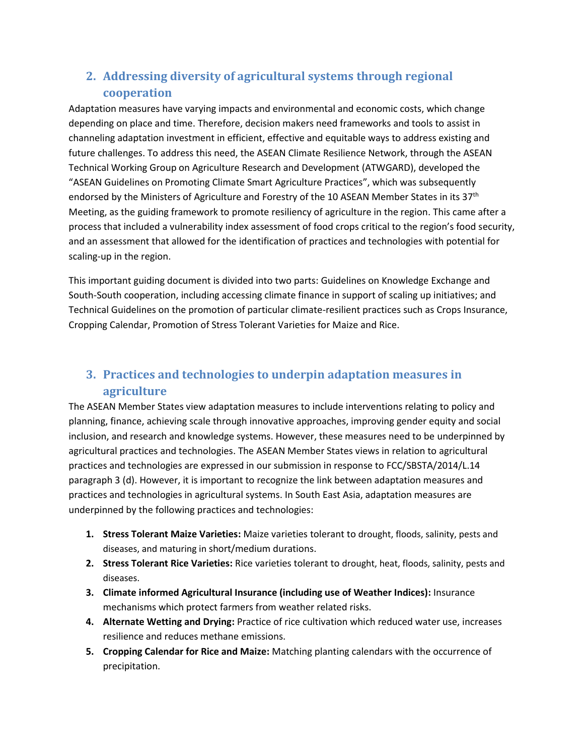## 2. Addressing diversity of agricultural systems through regional cooperation

Adaptation measures have varying impacts and environmental and economic costs, which change depending on place and time. Therefore, decision makers need frameworks and tools to assist in channeling adaptation investment in efficient, effective and equitable ways to address existing and future challenges. To address this need, the ASEAN Climate Resilience Network, through the ASEAN Technical Working Group on Agriculture Research and Development (ATWGARD), developed the "ASEAN Guidelines on Promoting Climate Smart Agriculture Practices", which was subsequently endorsed by the Ministers of Agriculture and Forestry of the 10 ASEAN Member States in its 37th Meeting, as the guiding framework to promote resiliency of agriculture in the region. This came after a process that included a vulnerability index assessment of food crops critical to the region's food security, and an assessment that allowed for the identification of practices and technologies with potential for scaling-up in the region.

This important guiding document is divided into two parts: Guidelines on Knowledge Exchange and South-South cooperation, including accessing climate finance in support of scaling up initiatives; and Technical Guidelines on the promotion of particular climate-resilient practices such as Crops Insurance, Cropping Calendar, Promotion of Stress Tolerant Varieties for Maize and Rice.

## 3. Practices and technologies to underpin adaptation measures in agriculture

The ASEAN Member States view adaptation measures to include interventions relating to policy and planning, finance, achieving scale through innovative approaches, improving gender equity and social inclusion, and research and knowledge systems. However, these measures need to be underpinned by agricultural practices and technologies. The ASEAN Member States views in relation to agricultural practices and technologies are expressed in our submission in response to FCC/SBSTA/2014/L.14 paragraph 3 (d). However, it is important to recognize the link between adaptation measures and practices and technologies in agricultural systems. In South East Asia, adaptation measures are underpinned by the following practices and technologies:

1. **Stress Tolerant Maize Varieties:** Maize varieties tolerant to drought, floods, salinity, pests and diseases, and maturing in short/medium durations.
2. **Stress Tolerant Rice Varieties:** Rice varieties tolerant to drought, heat, floods, salinity, pests and diseases.
3. **Climate informed Agricultural Insurance (including use of Weather Indices):** Insurance mechanisms which protect farmers from weather related risks.
4. **Alternate Wetting and Drying:** Practice of rice cultivation which reduced water use, increases resilience and reduces methane emissions.
5. **Cropping Calendar for Rice and Maize:** Matching planting calendars with the occurrence of precipitation.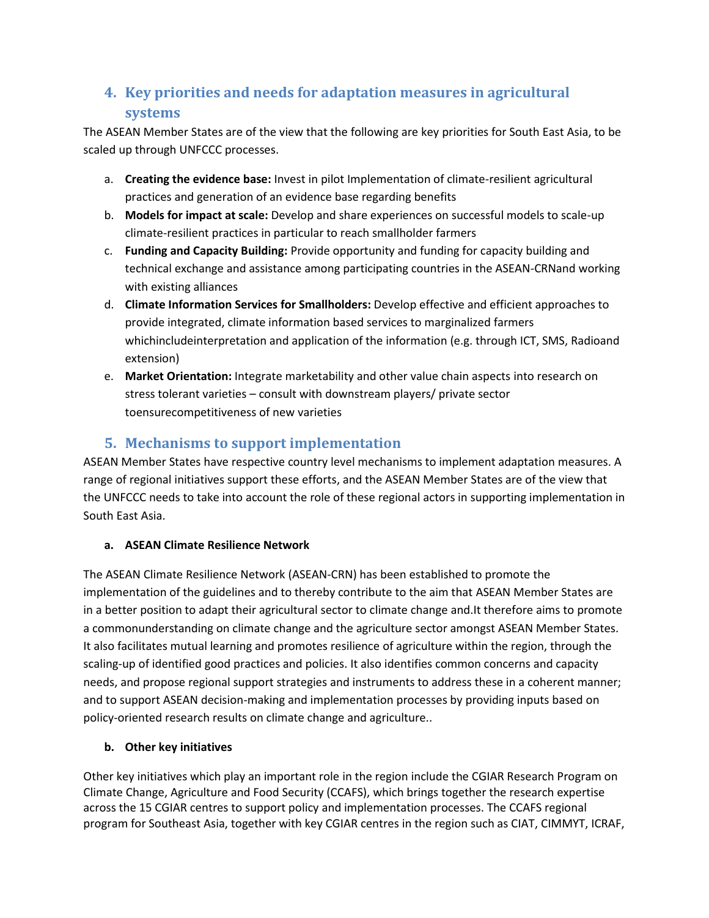## 4. Key priorities and needs for adaptation measures in agricultural systems

The ASEAN Member States are of the view that the following are key priorities for South East Asia, to be scaled up through UNFCCC processes.

a. **Creating the evidence base:** Invest in pilot Implementation of climate-resilient agricultural practices and generation of an evidence base regarding benefits
b. **Models for impact at scale:** Develop and share experiences on successful models to scale-up climate-resilient practices in particular to reach smallholder farmers
c. **Funding and Capacity Building:** Provide opportunity and funding for capacity building and technical exchange and assistance among participating countries in the ASEAN-CRNand working with existing alliances
d. **Climate Information Services for Smallholders:** Develop effective and efficient approaches to provide integrated, climate information based services to marginalized farmers whichincludeinterpretation and application of the information (e.g. through ICT, SMS, Radioand extension)
e. **Market Orientation:** Integrate marketability and other value chain aspects into research on stress tolerant varieties – consult with downstream players/ private sector toensurecompetitiveness of new varieties

## 5. Mechanisms to support implementation

ASEAN Member States have respective country level mechanisms to implement adaptation measures. A range of regional initiatives support these efforts, and the ASEAN Member States are of the view that the UNFCCC needs to take into account the role of these regional actors in supporting implementation in South East Asia.

### a. ASEAN Climate Resilience Network

The ASEAN Climate Resilience Network (ASEAN-CRN) has been established to promote the implementation of the guidelines and to thereby contribute to the aim that ASEAN Member States are in a better position to adapt their agricultural sector to climate change and.It therefore aims to promote a commonunderstanding on climate change and the agriculture sector amongst ASEAN Member States. It also facilitates mutual learning and promotes resilience of agriculture within the region, through the scaling-up of identified good practices and policies. It also identifies common concerns and capacity needs, and propose regional support strategies and instruments to address these in a coherent manner; and to support ASEAN decision-making and implementation processes by providing inputs based on policy-oriented research results on climate change and agriculture..

### b. Other key initiatives

Other key initiatives which play an important role in the region include the CGIAR Research Program on Climate Change, Agriculture and Food Security (CCAFS), which brings together the research expertise across the 15 CGIAR centres to support policy and implementation processes. The CCAFS regional program for Southeast Asia, together with key CGIAR centres in the region such as CIAT, CIMMYT, ICRAF,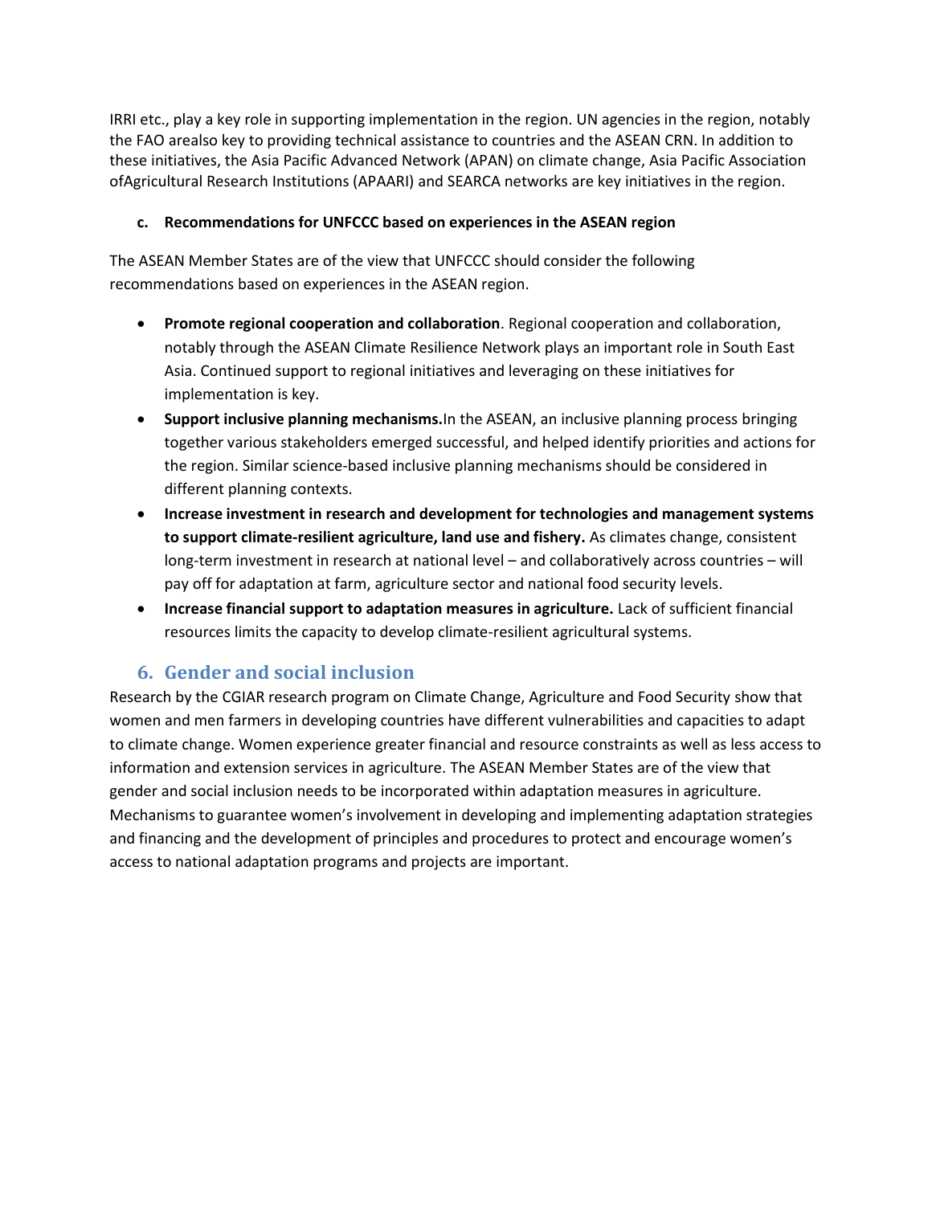IRRI etc., play a key role in supporting implementation in the region. UN agencies in the region, notably the FAO arealso key to providing technical assistance to countries and the ASEAN CRN. In addition to these initiatives, the Asia Pacific Advanced Network (APAN) on climate change, Asia Pacific Association ofAgricultural Research Institutions (APAARI) and SEARCA networks are key initiatives in the region.

#### c. Recommendations for UNFCCC based on experiences in the ASEAN region

The ASEAN Member States are of the view that UNFCCC should consider the following recommendations based on experiences in the ASEAN region.

- **Promote regional cooperation and collaboration**. Regional cooperation and collaboration, notably through the ASEAN Climate Resilience Network plays an important role in South East Asia. Continued support to regional initiatives and leveraging on these initiatives for implementation is key.
- **Support inclusive planning mechanisms.**In the ASEAN, an inclusive planning process bringing together various stakeholders emerged successful, and helped identify priorities and actions for the region. Similar science-based inclusive planning mechanisms should be considered in different planning contexts.
- **Increase investment in research and development for technologies and management systems to support climate-resilient agriculture, land use and fishery.** As climates change, consistent long-term investment in research at national level – and collaboratively across countries – will pay off for adaptation at farm, agriculture sector and national food security levels.
- **Increase financial support to adaptation measures in agriculture.** Lack of sufficient financial resources limits the capacity to develop climate-resilient agricultural systems.

## 6. Gender and social inclusion

Research by the CGIAR research program on Climate Change, Agriculture and Food Security show that women and men farmers in developing countries have different vulnerabilities and capacities to adapt to climate change. Women experience greater financial and resource constraints as well as less access to information and extension services in agriculture. The ASEAN Member States are of the view that gender and social inclusion needs to be incorporated within adaptation measures in agriculture. Mechanisms to guarantee women's involvement in developing and implementing adaptation strategies and financing and the development of principles and procedures to protect and encourage women's access to national adaptation programs and projects are important.